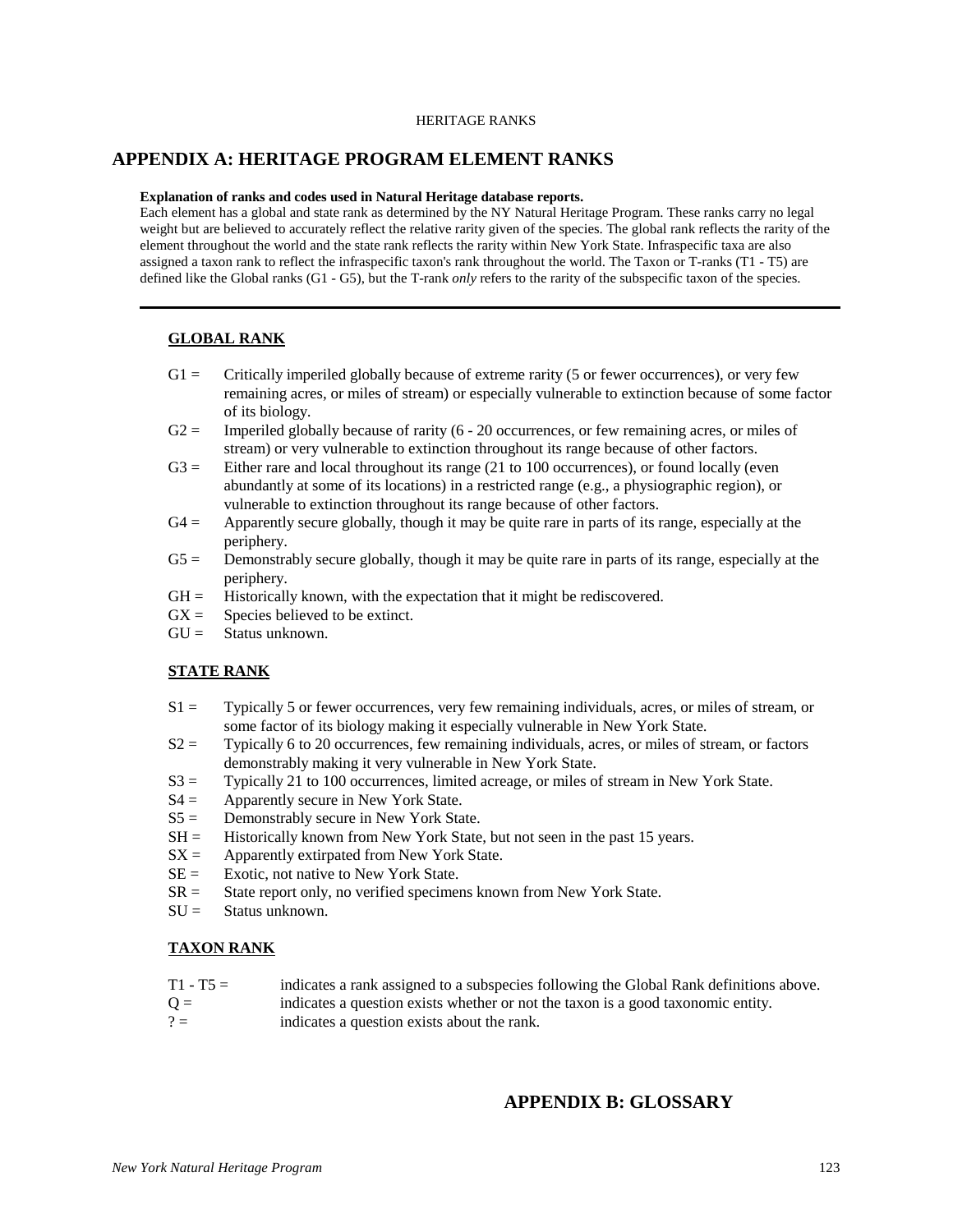# APPENDIX A: HERITAGE PROGRAM ELEMENT RANKS

**Explanation of ranks and codes used in Natural Heritage database reports.**
Each element has a global and state rank as determined by the NY Natural Heritage Program. These ranks carry no legal weight but are believed to accurately reflect the relative rarity given of the species. The global rank reflects the rarity of the element throughout the world and the state rank reflects the rarity within New York State. Infraspecific taxa are also assigned a taxon rank to reflect the infraspecific taxon's rank throughout the world. The Taxon or T-ranks (T1 - T5) are defined like the Global ranks (G1 - G5), but the T-rank *only* refers to the rarity of the subspecific taxon of the species.

---

## GLOBAL RANK

- G1 = Critically imperiled globally because of extreme rarity (5 or fewer occurrences), or very few remaining acres, or miles of stream) or especially vulnerable to extinction because of some factor of its biology.
- G2 = Imperiled globally because of rarity (6 - 20 occurrences, or few remaining acres, or miles of stream) or very vulnerable to extinction throughout its range because of other factors.
- G3 = Either rare and local throughout its range (21 to 100 occurrences), or found locally (even abundantly at some of its locations) in a restricted range (e.g., a physiographic region), or vulnerable to extinction throughout its range because of other factors.
- G4 = Apparently secure globally, though it may be quite rare in parts of its range, especially at the periphery.
- G5 = Demonstrably secure globally, though it may be quite rare in parts of its range, especially at the periphery.
- GH = Historically known, with the expectation that it might be rediscovered.
- GX = Species believed to be extinct.
- GU = Status unknown.

## STATE RANK

- S1 = Typically 5 or fewer occurrences, very few remaining individuals, acres, or miles of stream, or some factor of its biology making it especially vulnerable in New York State.
- S2 = Typically 6 to 20 occurrences, few remaining individuals, acres, or miles of stream, or factors demonstrably making it very vulnerable in New York State.
- S3 = Typically 21 to 100 occurrences, limited acreage, or miles of stream in New York State.
- S4 = Apparently secure in New York State.
- S5 = Demonstrably secure in New York State.
- SH = Historically known from New York State, but not seen in the past 15 years.
- SX = Apparently extirpated from New York State.
- SE = Exotic, not native to New York State.
- SR = State report only, no verified specimens known from New York State.
- SU = Status unknown.

## TAXON RANK

- T1 - T5 = indicates a rank assigned to a subspecies following the Global Rank definitions above.
- Q = indicates a question exists whether or not the taxon is a good taxonomic entity.
- ? = indicates a question exists about the rank.

# APPENDIX B: GLOSSARY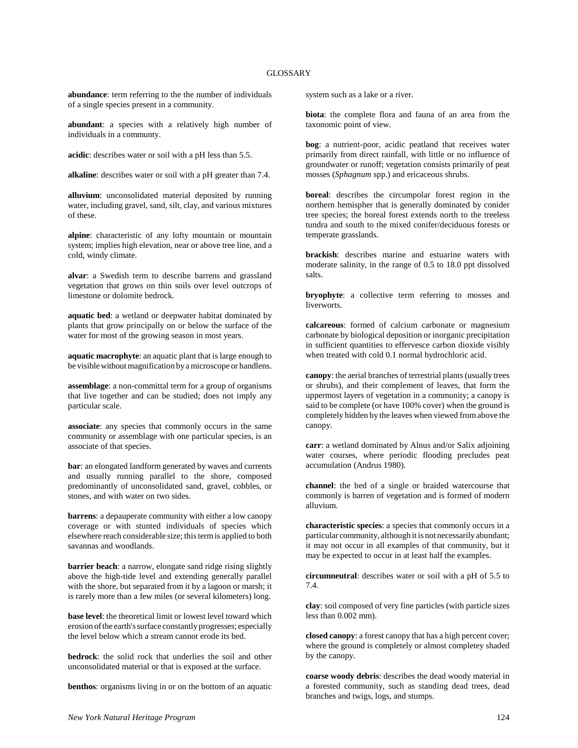## GLOSSARY

**abundance**: term referring to the the number of individuals of a single species present in a community.

**abundant**: a species with a relatively high number of individuals in a commúnty.

**acidic**: describes water or soil with a pH less than 5.5.

**alkaline**: describes water or soil with a pH greater than 7.4.

**alluvium**: unconsolidated material deposited by running water, including gravel, sand, silt, clay, and various mixtures of these.

**alpine**: characteristic of any lofty mountain or mountain system; implies high elevation, near or above tree line, and a cold, windy climate.

**alvar**: a Swedish term to describe barrens and grassland vegetation that grows on thin soils over level outcrops of limestone or dolomite bedrock.

**aquatic bed**: a wetland or deepwater habitat dominated by plants that grow principally on or below the surface of the water for most of the growing season in most years.

**aquatic macrophyte**: an aquatic plant that is large enough to be visible without magnification by a microscope or handlens.

**assemblage**: a non-committal term for a group of organisms that live together and can be studied; does not imply any particular scale.

**associate**: any species that commonly occurs in the same community or assemblage with one particular species, is an associate of that species.

**bar**: an elongated landform generated by waves and currents and usually running parallel to the shore, composed predominantly of unconsolidated sand, gravel, cobbles, or stones, and with water on two sides.

**barrens**: a depauperate community with either a low canopy coverage or with stunted individuals of species which elsewhere reach considerable size; this term is applied to both savannas and woodlands.

**barrier beach**: a narrow, elongate sand ridge rising slightly above the high-tide level and extending generally parallel with the shore, but separated from it by a lagoon or marsh; it is rarely more than a few miles (or several kilometers) long.

**base level**: the theoretical limit or lowest level toward which erosion of the earth's surface constantly progresses; especially the level below which a stream cannot erode its bed.

**bedrock**: the solid rock that underlies the soil and other unconsolidated material or that is exposed at the surface.

**benthos**: organisms living in or on the bottom of an aquatic system such as a lake or a river.

**biota**: the complete flora and fauna of an area from the taxonomic point of view.

**bog**: a nutrient-poor, acidic peatland that receives water primarily from direct rainfall, with little or no influence of groundwater or runoff; vegetation consists primarily of peat mosses (*Sphagnum* spp.) and ericaceous shrubs.

**boreal**: describes the circumpolar forest region in the northern hemispher that is generally dominated by conider tree species; the boreal forest extends north to the treeless tundra and south to the mixed conifer/deciduous forests or temperate grasslands.

**brackish**: describes marine and estuarine waters with moderate salinity, in the range of 0.5 to 18.0 ppt dissolved salts.

**bryophyte**: a collective term referring to mosses and liverworts.

**calcareous**: formed of calcium carbonate or magnesium carbonate by biological deposition or inorganic precipitation in sufficient quantities to effervesce carbon dioxide visibly when treated with cold 0.1 normal hydrochloric acid.

**canopy**: the aerial branches of terrestrial plants (usually trees or shrubs), and their complement of leaves, that form the uppermost layers of vegetation in a community; a canopy is said to be complete (or have 100% cover) when the ground is completely hidden by the leaves when viewed from above the canopy.

**carr**: a wetland dominated by Alnus and/or Salix adjoining water courses, where periodic flooding precludes peat accumulation (Andrus 1980).

**channel**: the bed of a single or braided watercourse that commonly is barren of vegetation and is formed of modern alluvium.

**characteristic species**: a species that commonly occurs in a particular community, although it is not necessarily abundant; it may not occur in all examples of that community, but it may be expected to occur in at least half the examples.

**circumneutral**: describes water or soil with a pH of 5.5 to 7.4.

**clay**: soil composed of very fine particles (with particle sizes less than 0.002 mm).

**closed canopy**: a forest canopy that has a high percent cover; where the ground is completely or almost completey shaded by the canopy.

**coarse woody debris**: describes the dead woody material in a forested community, such as standing dead trees, dead branches and twigs, logs, and stumps.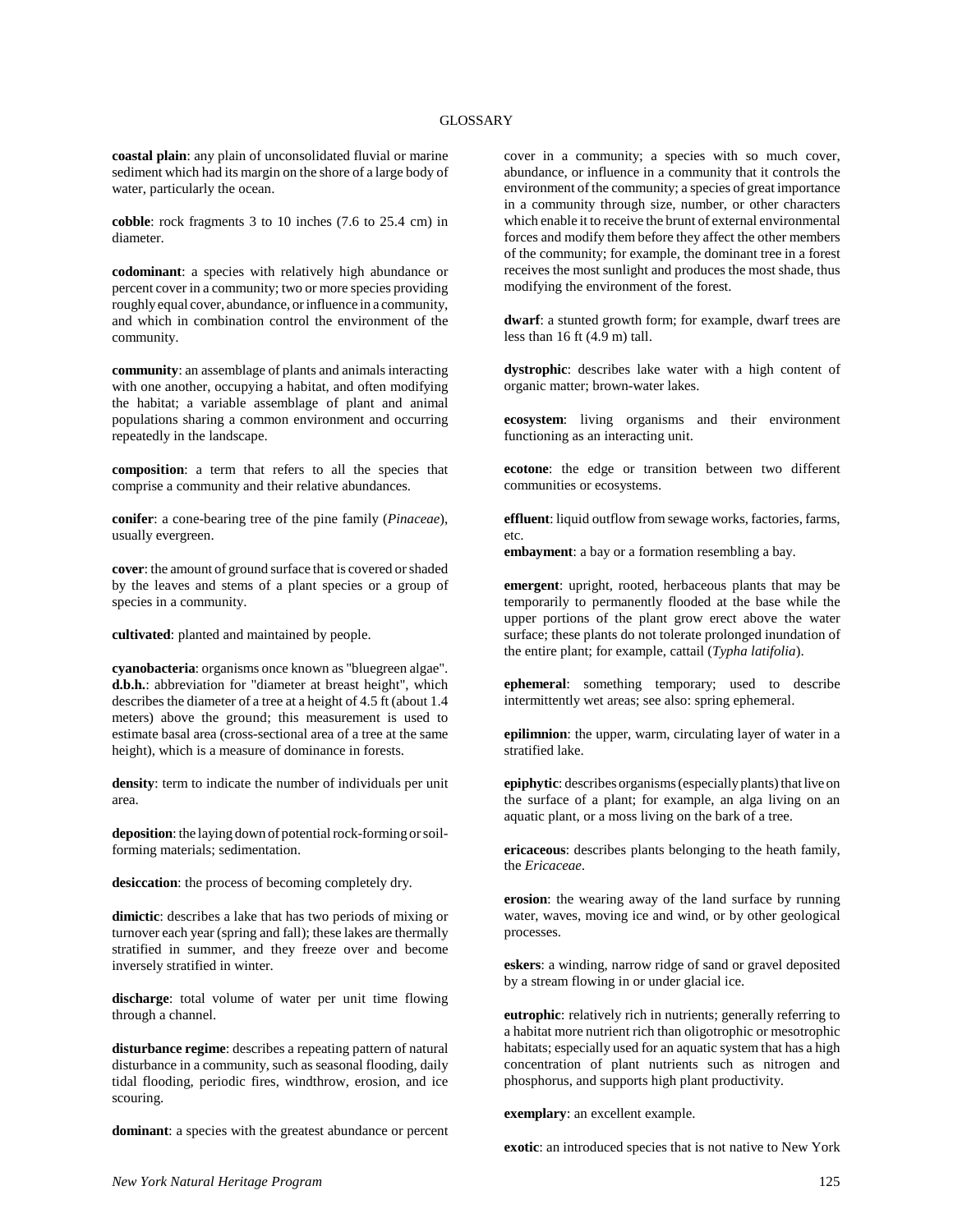# GLOSSARY

**coastal plain**: any plain of unconsolidated fluvial or marine sediment which had its margin on the shore of a large body of water, particularly the ocean.

**cobble**: rock fragments 3 to 10 inches (7.6 to 25.4 cm) in diameter.

**codominant**: a species with relatively high abundance or percent cover in a community; two or more species providing roughly equal cover, abundance, or influence in a community, and which in combination control the environment of the community.

**community**: an assemblage of plants and animals interacting with one another, occupying a habitat, and often modifying the habitat; a variable assemblage of plant and animal populations sharing a common environment and occurring repeatedly in the landscape.

**composition**: a term that refers to all the species that comprise a community and their relative abundances.

**conifer**: a cone-bearing tree of the pine family (*Pinaceae*), usually evergreen.

**cover**: the amount of ground surface that is covered or shaded by the leaves and stems of a plant species or a group of species in a community.

**cultivated**: planted and maintained by people.

**cyanobacteria**: organisms once known as "bluegreen algae".

**d.b.h.**: abbreviation for "diameter at breast height", which describes the diameter of a tree at a height of 4.5 ft (about 1.4 meters) above the ground; this measurement is used to estimate basal area (cross-sectional area of a tree at the same height), which is a measure of dominance in forests.

**density**: term to indicate the number of individuals per unit area.

**deposition**: the laying down of potential rock-forming or soil-forming materials; sedimentation.

**desiccation**: the process of becoming completely dry.

**dimictic**: describes a lake that has two periods of mixing or turnover each year (spring and fall); these lakes are thermally stratified in summer, and they freeze over and become inversely stratified in winter.

**discharge**: total volume of water per unit time flowing through a channel.

**disturbance regime**: describes a repeating pattern of natural disturbance in a community, such as seasonal flooding, daily tidal flooding, periodic fires, windthrow, erosion, and ice scouring.

**dominant**: a species with the greatest abundance or percent cover in a community; a species with so much cover, abundance, or influence in a community that it controls the environment of the community; a species of great importance in a community through size, number, or other characters which enable it to receive the brunt of external environmental forces and modify them before they affect the other members of the community; for example, the dominant tree in a forest receives the most sunlight and produces the most shade, thus modifying the environment of the forest.

**dwarf**: a stunted growth form; for example, dwarf trees are less than 16 ft (4.9 m) tall.

**dystrophic**: describes lake water with a high content of organic matter; brown-water lakes.

**ecosystem**: living organisms and their environment functioning as an interacting unit.

**ecotone**: the edge or transition between two different communities or ecosystems.

**effluent**: liquid outflow from sewage works, factories, farms, etc.

**embayment**: a bay or a formation resembling a bay.

**emergent**: upright, rooted, herbaceous plants that may be temporarily to permanently flooded at the base while the upper portions of the plant grow erect above the water surface; these plants do not tolerate prolonged inundation of the entire plant; for example, cattail (*Typha latifolia*).

**ephemeral**: something temporary; used to describe intermittently wet areas; see also: spring ephemeral.

**epilimnion**: the upper, warm, circulating layer of water in a stratified lake.

**epiphytic**: describes organisms (especially plants) that live on the surface of a plant; for example, an alga living on an aquatic plant, or a moss living on the bark of a tree.

**ericaceous**: describes plants belonging to the heath family, the *Ericaceae*.

**erosion**: the wearing away of the land surface by running water, waves, moving ice and wind, or by other geological processes.

**eskers**: a winding, narrow ridge of sand or gravel deposited by a stream flowing in or under glacial ice.

**eutrophic**: relatively rich in nutrients; generally referring to a habitat more nutrient rich than oligotrophic or mesotrophic habitats; especially used for an aquatic system that has a high concentration of plant nutrients such as nitrogen and phosphorus, and supports high plant productivity.

**exemplary**: an excellent example.

**exotic**: an introduced species that is not native to New York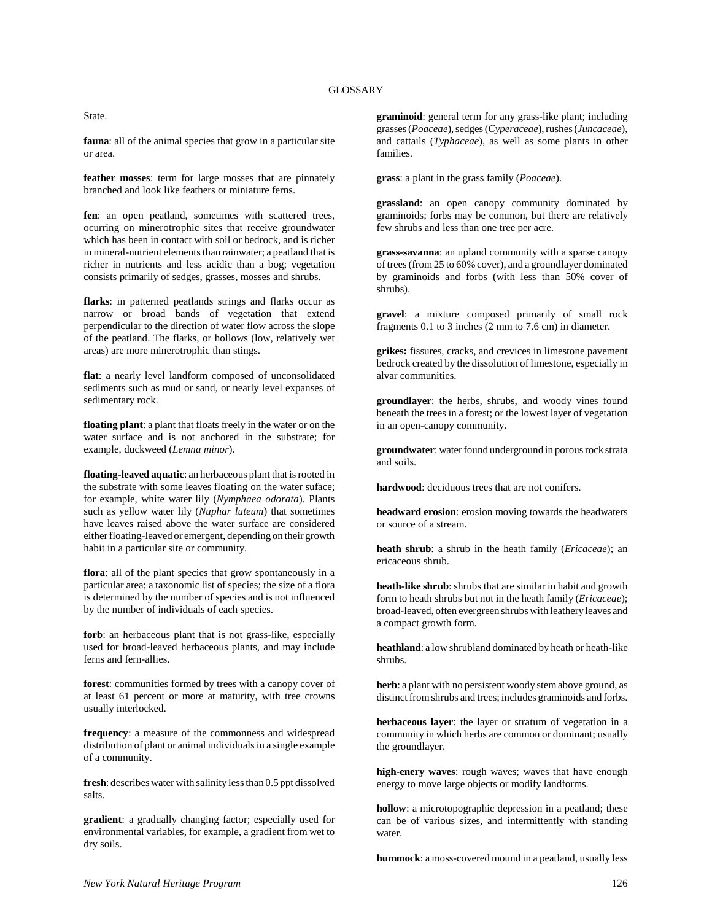State.

**fauna**: all of the animal species that grow in a particular site or area.

**feather mosses**: term for large mosses that are pinnately branched and look like feathers or miniature ferns.

**fen**: an open peatland, sometimes with scattered trees, ocurring on minerotrophic sites that receive groundwater which has been in contact with soil or bedrock, and is richer in mineral-nutrient elements than rainwater; a peatland that is richer in nutrients and less acidic than a bog; vegetation consists primarily of sedges, grasses, mosses and shrubs.

**flarks**: in patterned peatlands strings and flarks occur as narrow or broad bands of vegetation that extend perpendicular to the direction of water flow across the slope of the peatland. The flarks, or hollows (low, relatively wet areas) are more minerotrophic than stings.

**flat**: a nearly level landform composed of unconsolidated sediments such as mud or sand, or nearly level expanses of sedimentary rock.

**floating plant**: a plant that floats freely in the water or on the water surface and is not anchored in the substrate; for example, duckweed (*Lemna minor*).

**floating-leaved aquatic**: an herbaceous plant that is rooted in the substrate with some leaves floating on the water suface; for example, white water lily (*Nymphaea odorata*). Plants such as yellow water lily (*Nuphar luteum*) that sometimes have leaves raised above the water surface are considered either floating-leaved or emergent, depending on their growth habit in a particular site or community.

**flora**: all of the plant species that grow spontaneously in a particular area; a taxonomic list of species; the size of a flora is determined by the number of species and is not influenced by the number of individuals of each species.

**forb**: an herbaceous plant that is not grass-like, especially used for broad-leaved herbaceous plants, and may include ferns and fern-allies.

**forest**: communities formed by trees with a canopy cover of at least 61 percent or more at maturity, with tree crowns usually interlocked.

**frequency**: a measure of the commonness and widespread distribution of plant or animal individuals in a single example of a community.

**fresh**: describes water with salinity less than 0.5 ppt dissolved salts.

**gradient**: a gradually changing factor; especially used for environmental variables, for example, a gradient from wet to dry soils.

**graminoid**: general term for any grass-like plant; including grasses (*Poaceae*), sedges (*Cyperaceae*), rushes (*Juncaceae*), and cattails (*Typhaceae*), as well as some plants in other families.

**grass**: a plant in the grass family (*Poaceae*).

**grassland**: an open canopy community dominated by graminoids; forbs may be common, but there are relatively few shrubs and less than one tree per acre.

**grass-savanna**: an upland community with a sparse canopy of trees (from 25 to 60% cover), and a groundlayer dominated by graminoids and forbs (with less than 50% cover of shrubs).

**gravel**: a mixture composed primarily of small rock fragments 0.1 to 3 inches (2 mm to 7.6 cm) in diameter.

**grikes:** fissures, cracks, and crevices in limestone pavement bedrock created by the dissolution of limestone, especially in alvar communities.

**groundlayer**: the herbs, shrubs, and woody vines found beneath the trees in a forest; or the lowest layer of vegetation in an open-canopy community.

**groundwater**: water found underground in porous rock strata and soils.

**hardwood**: deciduous trees that are not conifers.

**headward erosion**: erosion moving towards the headwaters or source of a stream.

**heath shrub**: a shrub in the heath family (*Ericaceae*); an ericaceous shrub.

**heath-like shrub**: shrubs that are similar in habit and growth form to heath shrubs but not in the heath family (*Ericaceae*); broad-leaved, often evergreen shrubs with leathery leaves and a compact growth form.

**heathland**: a low shrubland dominated by heath or heath-like shrubs.

**herb**: a plant with no persistent woody stem above ground, as distinct from shrubs and trees; includes graminoids and forbs.

**herbaceous layer**: the layer or stratum of vegetation in a community in which herbs are common or dominant; usually the groundlayer.

**high-enery waves**: rough waves; waves that have enough energy to move large objects or modify landforms.

**hollow**: a microtopographic depression in a peatland; these can be of various sizes, and intermittently with standing water.

**hummock**: a moss-covered mound in a peatland, usually less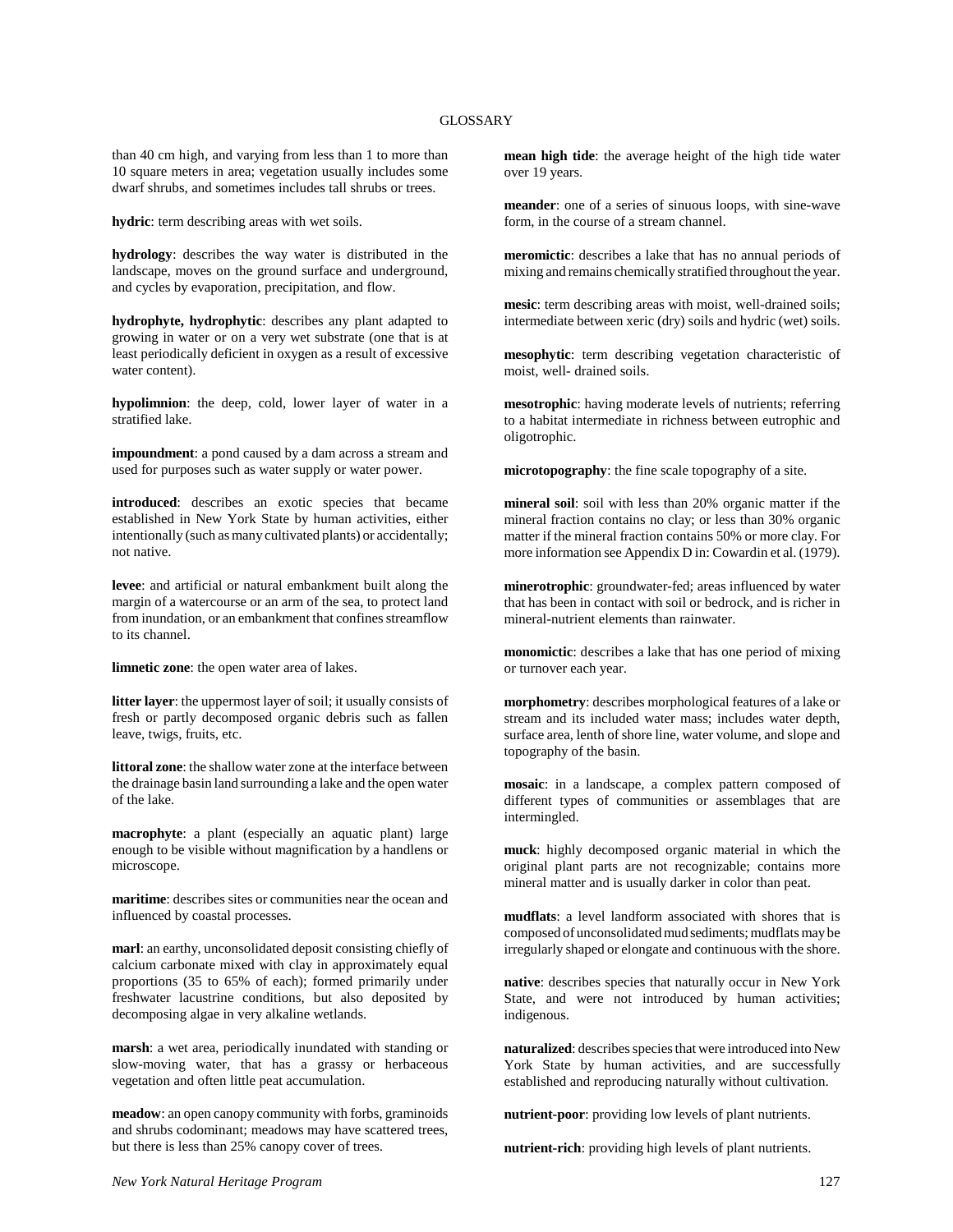than 40 cm high, and varying from less than 1 to more than 10 square meters in area; vegetation usually includes some dwarf shrubs, and sometimes includes tall shrubs or trees.

**hydric**: term describing areas with wet soils.

**hydrology**: describes the way water is distributed in the landscape, moves on the ground surface and underground, and cycles by evaporation, precipitation, and flow.

**hydrophyte, hydrophytic**: describes any plant adapted to growing in water or on a very wet substrate (one that is at least periodically deficient in oxygen as a result of excessive water content).

**hypolimnion**: the deep, cold, lower layer of water in a stratified lake.

**impoundment**: a pond caused by a dam across a stream and used for purposes such as water supply or water power.

**introduced**: describes an exotic species that became established in New York State by human activities, either intentionally (such as many cultivated plants) or accidentally; not native.

**levee**: and artificial or natural embankment built along the margin of a watercourse or an arm of the sea, to protect land from inundation, or an embankment that confines streamflow to its channel.

**limnetic zone**: the open water area of lakes.

**litter layer**: the uppermost layer of soil; it usually consists of fresh or partly decomposed organic debris such as fallen leave, twigs, fruits, etc.

**littoral zone**: the shallow water zone at the interface between the drainage basin land surrounding a lake and the open water of the lake.

**macrophyte**: a plant (especially an aquatic plant) large enough to be visible without magnification by a handlens or microscope.

**maritime**: describes sites or communities near the ocean and influenced by coastal processes.

**marl**: an earthy, unconsolidated deposit consisting chiefly of calcium carbonate mixed with clay in approximately equal proportions (35 to 65% of each); formed primarily under freshwater lacustrine conditions, but also deposited by decomposing algae in very alkaline wetlands.

**marsh**: a wet area, periodically inundated with standing or slow-moving water, that has a grassy or herbaceous vegetation and often little peat accumulation.

**meadow**: an open canopy community with forbs, graminoids and shrubs codominant; meadows may have scattered trees, but there is less than 25% canopy cover of trees.

**mean high tide**: the average height of the high tide water over 19 years.

**meander**: one of a series of sinuous loops, with sine-wave form, in the course of a stream channel.

**meromictic**: describes a lake that has no annual periods of mixing and remains chemically stratified throughout the year.

**mesic**: term describing areas with moist, well-drained soils; intermediate between xeric (dry) soils and hydric (wet) soils.

**mesophytic**: term describing vegetation characteristic of moist, well- drained soils.

**mesotrophic**: having moderate levels of nutrients; referring to a habitat intermediate in richness between eutrophic and oligotrophic.

**microtopography**: the fine scale topography of a site.

**mineral soil**: soil with less than 20% organic matter if the mineral fraction contains no clay; or less than 30% organic matter if the mineral fraction contains 50% or more clay. For more information see Appendix D in: Cowardin et al. (1979).

**minerotrophic**: groundwater-fed; areas influenced by water that has been in contact with soil or bedrock, and is richer in mineral-nutrient elements than rainwater.

**monomictic**: describes a lake that has one period of mixing or turnover each year.

**morphometry**: describes morphological features of a lake or stream and its included water mass; includes water depth, surface area, lenth of shore line, water volume, and slope and topography of the basin.

**mosaic**: in a landscape, a complex pattern composed of different types of communities or assemblages that are intermingled.

**muck**: highly decomposed organic material in which the original plant parts are not recognizable; contains more mineral matter and is usually darker in color than peat.

**mudflats**: a level landform associated with shores that is composed of unconsolidated mud sediments; mudflats may be irregularly shaped or elongate and continuous with the shore.

**native**: describes species that naturally occur in New York State, and were not introduced by human activities; indigenous.

**naturalized**: describes species that were introduced into New York State by human activities, and are successfully established and reproducing naturally without cultivation.

**nutrient-poor**: providing low levels of plant nutrients.

**nutrient-rich**: providing high levels of plant nutrients.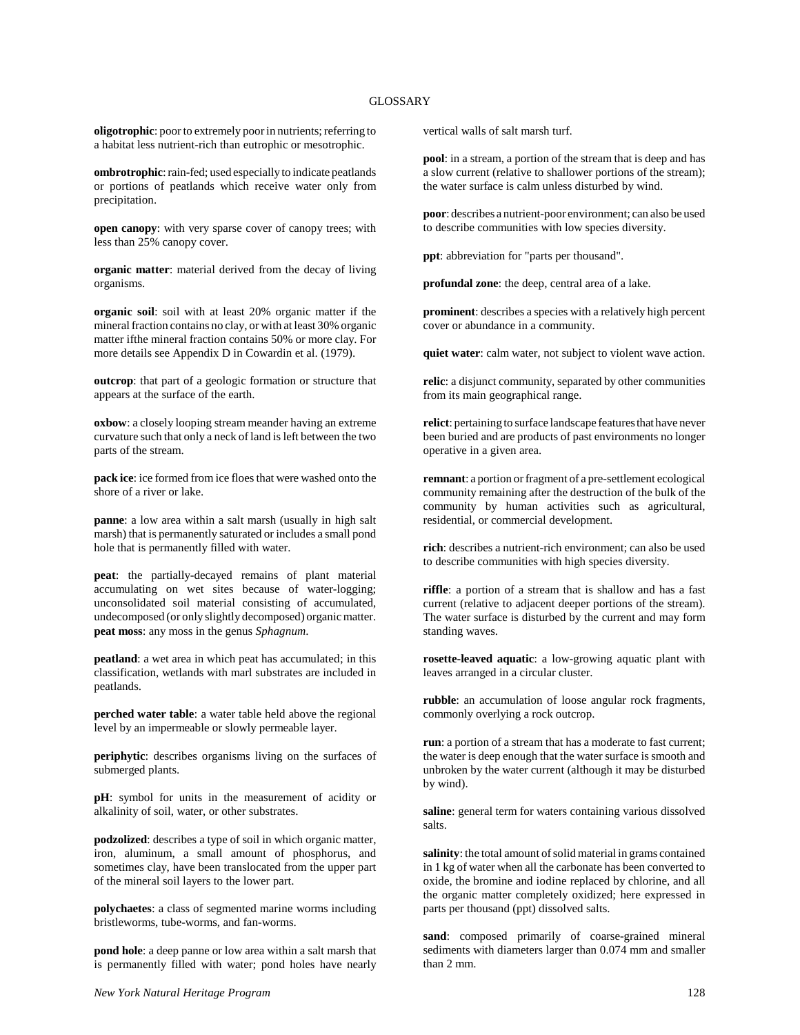**oligotrophic**: poor to extremely poor in nutrients; referring to a habitat less nutrient-rich than eutrophic or mesotrophic.

**ombrotrophic**: rain-fed; used especially to indicate peatlands or portions of peatlands which receive water only from precipitation.

**open canopy**: with very sparse cover of canopy trees; with less than 25% canopy cover.

**organic matter**: material derived from the decay of living organisms.

**organic soil**: soil with at least 20% organic matter if the mineral fraction contains no clay, or with at least 30% organic matter ifthe mineral fraction contains 50% or more clay. For more details see Appendix D in Cowardin et al. (1979).

**outcrop**: that part of a geologic formation or structure that appears at the surface of the earth.

**oxbow**: a closely looping stream meander having an extreme curvature such that only a neck of land is left between the two parts of the stream.

**pack ice**: ice formed from ice floes that were washed onto the shore of a river or lake.

**panne**: a low area within a salt marsh (usually in high salt marsh) that is permanently saturated or includes a small pond hole that is permanently filled with water.

**peat**: the partially-decayed remains of plant material accumulating on wet sites because of water-logging; unconsolidated soil material consisting of accumulated, undecomposed (or only slightly decomposed) organic matter.
**peat moss**: any moss in the genus *Sphagnum*.

**peatland**: a wet area in which peat has accumulated; in this classification, wetlands with marl substrates are included in peatlands.

**perched water table**: a water table held above the regional level by an impermeable or slowly permeable layer.

**periphytic**: describes organisms living on the surfaces of submerged plants.

**pH**: symbol for units in the measurement of acidity or alkalinity of soil, water, or other substrates.

**podzolized**: describes a type of soil in which organic matter, iron, aluminum, a small amount of phosphorus, and sometimes clay, have been translocated from the upper part of the mineral soil layers to the lower part.

**polychaetes**: a class of segmented marine worms including bristleworms, tube-worms, and fan-worms.

**pond hole**: a deep panne or low area within a salt marsh that is permanently filled with water; pond holes have nearly vertical walls of salt marsh turf.

**pool**: in a stream, a portion of the stream that is deep and has a slow current (relative to shallower portions of the stream); the water surface is calm unless disturbed by wind.

**poor**: describes a nutrient-poor environment; can also be used to describe communities with low species diversity.

**ppt**: abbreviation for "parts per thousand".

**profundal zone**: the deep, central area of a lake.

**prominent**: describes a species with a relatively high percent cover or abundance in a community.

**quiet water**: calm water, not subject to violent wave action.

**relic**: a disjunct community, separated by other communities from its main geographical range.

**relict**: pertaining to surface landscape features that have never been buried and are products of past environments no longer operative in a given area.

**remnant**: a portion or fragment of a pre-settlement ecological community remaining after the destruction of the bulk of the community by human activities such as agricultural, residential, or commercial development.

**rich**: describes a nutrient-rich environment; can also be used to describe communities with high species diversity.

**riffle**: a portion of a stream that is shallow and has a fast current (relative to adjacent deeper portions of the stream). The water surface is disturbed by the current and may form standing waves.

**rosette-leaved aquatic**: a low-growing aquatic plant with leaves arranged in a circular cluster.

**rubble**: an accumulation of loose angular rock fragments, commonly overlying a rock outcrop.

**run**: a portion of a stream that has a moderate to fast current; the water is deep enough that the water surface is smooth and unbroken by the water current (although it may be disturbed by wind).

**saline**: general term for waters containing various dissolved salts.

**salinity**: the total amount of solid material in grams contained in 1 kg of water when all the carbonate has been converted to oxide, the bromine and iodine replaced by chlorine, and all the organic matter completely oxidized; here expressed in parts per thousand (ppt) dissolved salts.

**sand**: composed primarily of coarse-grained mineral sediments with diameters larger than 0.074 mm and smaller than 2 mm.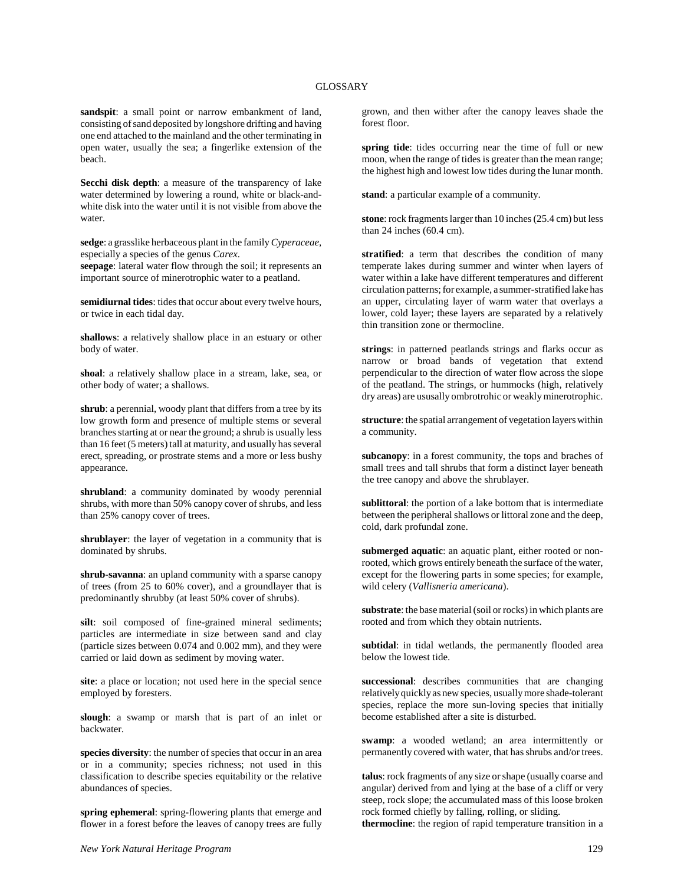**sandspit**: a small point or narrow embankment of land, consisting of sand deposited by longshore drifting and having one end attached to the mainland and the other terminating in open water, usually the sea; a fingerlike extension of the beach.

**Secchi disk depth**: a measure of the transparency of lake water determined by lowering a round, white or black-and-white disk into the water until it is not visible from above the water.

**sedge**: a grasslike herbaceous plant in the family *Cyperaceae*, especially a species of the genus *Carex*.

**seepage**: lateral water flow through the soil; it represents an important source of minerotrophic water to a peatland.

**semidiurnal tides**: tides that occur about every twelve hours, or twice in each tidal day.

**shallows**: a relatively shallow place in an estuary or other body of water.

**shoal**: a relatively shallow place in a stream, lake, sea, or other body of water; a shallows.

**shrub**: a perennial, woody plant that differs from a tree by its low growth form and presence of multiple stems or several branches starting at or near the ground; a shrub is usually less than 16 feet (5 meters) tall at maturity, and usually has several erect, spreading, or prostrate stems and a more or less bushy appearance.

**shrubland**: a community dominated by woody perennial shrubs, with more than 50% canopy cover of shrubs, and less than 25% canopy cover of trees.

**shrublayer**: the layer of vegetation in a community that is dominated by shrubs.

**shrub-savanna**: an upland community with a sparse canopy of trees (from 25 to 60% cover), and a groundlayer that is predominantly shrubby (at least 50% cover of shrubs).

**silt**: soil composed of fine-grained mineral sediments; particles are intermediate in size between sand and clay (particle sizes between 0.074 and 0.002 mm), and they were carried or laid down as sediment by moving water.

**site**: a place or location; not used here in the special sence employed by foresters.

**slough**: a swamp or marsh that is part of an inlet or backwater.

**species diversity**: the number of species that occur in an area or in a community; species richness; not used in this classification to describe species equitability or the relative abundances of species.

**spring ephemeral**: spring-flowering plants that emerge and flower in a forest before the leaves of canopy trees are fully grown, and then wither after the canopy leaves shade the forest floor.

**spring tide**: tides occurring near the time of full or new moon, when the range of tides is greater than the mean range; the highest high and lowest low tides during the lunar month.

**stand**: a particular example of a community.

**stone**: rock fragments larger than 10 inches (25.4 cm) but less than 24 inches (60.4 cm).

**stratified**: a term that describes the condition of many temperate lakes during summer and winter when layers of water within a lake have different temperatures and different circulation patterns; for example, a summer-stratified lake has an upper, circulating layer of warm water that overlays a lower, cold layer; these layers are separated by a relatively thin transition zone or thermocline.

**strings**: in patterned peatlands strings and flarks occur as narrow or broad bands of vegetation that extend perpendicular to the direction of water flow across the slope of the peatland. The strings, or hummocks (high, relatively dry areas) are ususally ombrotrohic or weakly minerotrophic.

**structure**: the spatial arrangement of vegetation layers within a community.

**subcanopy**: in a forest community, the tops and braches of small trees and tall shrubs that form a distinct layer beneath the tree canopy and above the shrublayer.

**sublittoral**: the portion of a lake bottom that is intermediate between the peripheral shallows or littoral zone and the deep, cold, dark profundal zone.

**submerged aquatic**: an aquatic plant, either rooted or non-rooted, which grows entirely beneath the surface of the water, except for the flowering parts in some species; for example, wild celery (*Vallisneria americana*).

**substrate**: the base material (soil or rocks) in which plants are rooted and from which they obtain nutrients.

**subtidal**: in tidal wetlands, the permanently flooded area below the lowest tide.

**successional**: describes communities that are changing relatively quickly as new species, usually more shade-tolerant species, replace the more sun-loving species that initially become established after a site is disturbed.

**swamp**: a wooded wetland; an area intermittently or permanently covered with water, that has shrubs and/or trees.

**talus**: rock fragments of any size or shape (usually coarse and angular) derived from and lying at the base of a cliff or very steep, rock slope; the accumulated mass of this loose broken rock formed chiefly by falling, rolling, or sliding.

**thermocline**: the region of rapid temperature transition in a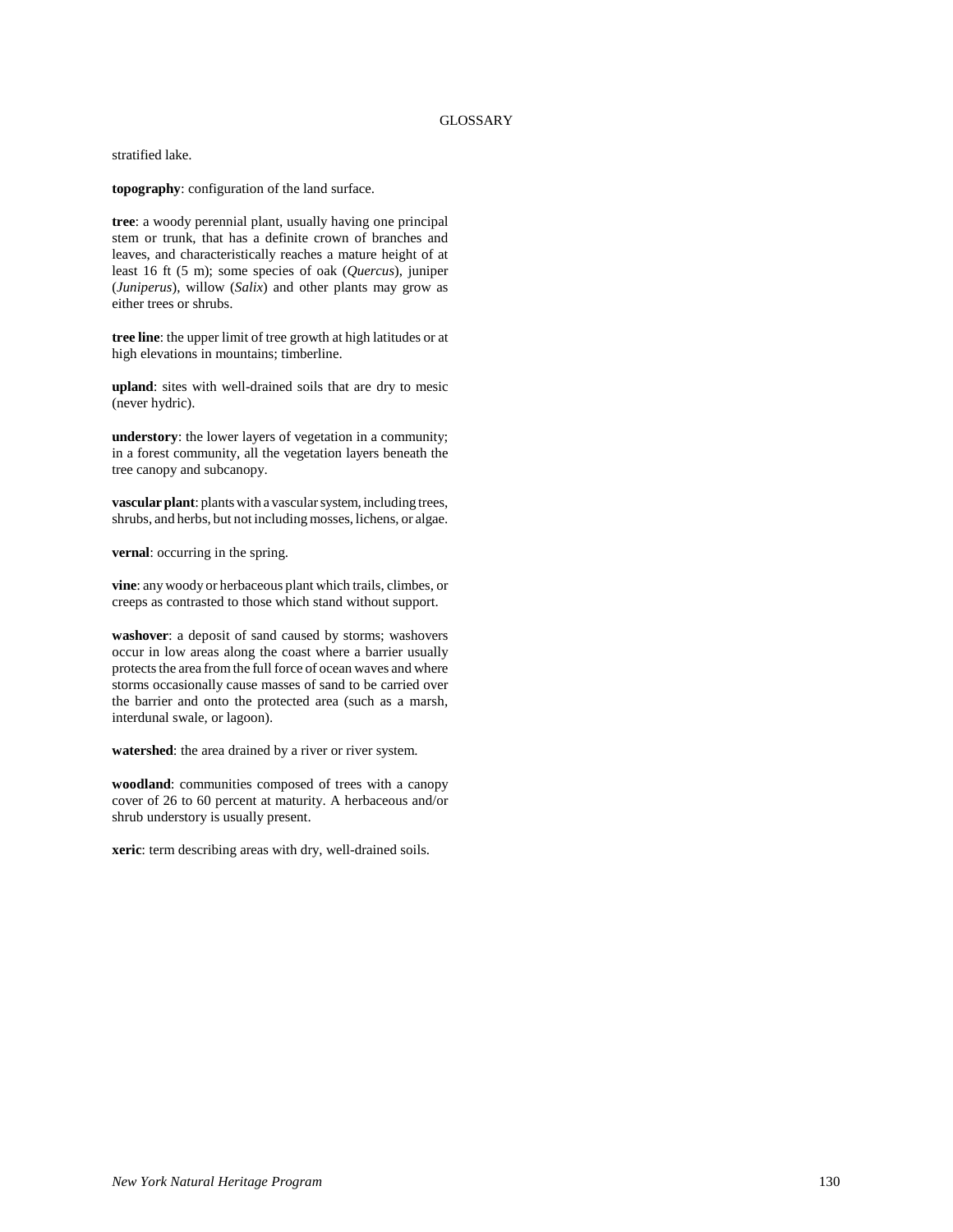stratified lake.

**topography**: configuration of the land surface.

**tree**: a woody perennial plant, usually having one principal stem or trunk, that has a definite crown of branches and leaves, and characteristically reaches a mature height of at least 16 ft (5 m); some species of oak (*Quercus*), juniper (*Juniperus*), willow (*Salix*) and other plants may grow as either trees or shrubs.

**tree line**: the upper limit of tree growth at high latitudes or at high elevations in mountains; timberline.

**upland**: sites with well-drained soils that are dry to mesic (never hydric).

**understory**: the lower layers of vegetation in a community; in a forest community, all the vegetation layers beneath the tree canopy and subcanopy.

**vascular plant**: plants with a vascular system, including trees, shrubs, and herbs, but not including mosses, lichens, or algae.

**vernal**: occurring in the spring.

**vine**: any woody or herbaceous plant which trails, climbes, or creeps as contrasted to those which stand without support.

**washover**: a deposit of sand caused by storms; washovers occur in low areas along the coast where a barrier usually protects the area from the full force of ocean waves and where storms occasionally cause masses of sand to be carried over the barrier and onto the protected area (such as a marsh, interdunal swale, or lagoon).

**watershed**: the area drained by a river or river system.

**woodland**: communities composed of trees with a canopy cover of 26 to 60 percent at maturity. A herbaceous and/or shrub understory is usually present.

**xeric**: term describing areas with dry, well-drained soils.